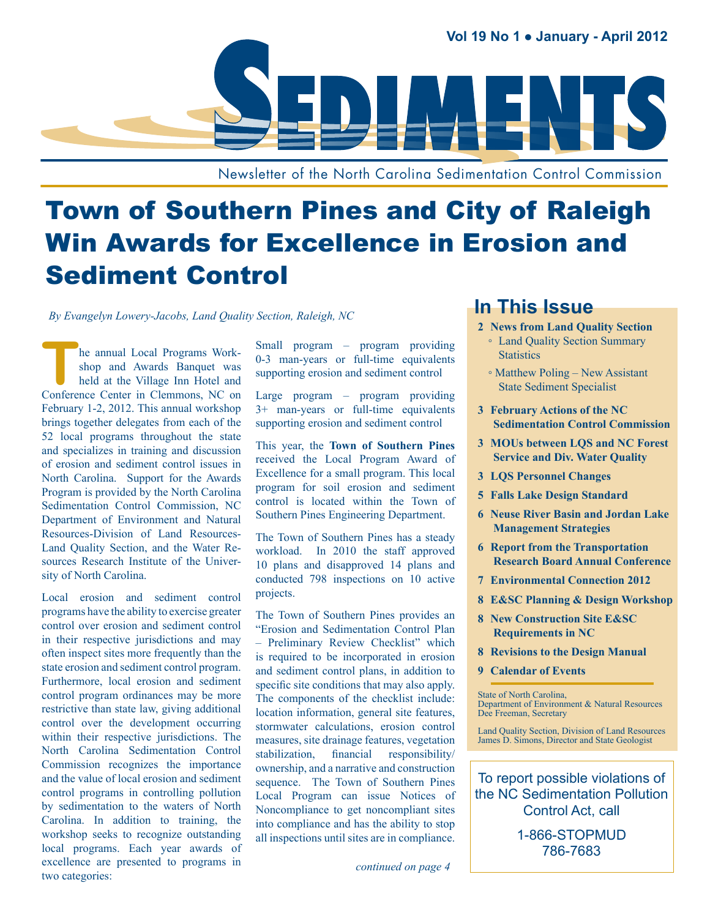# SEDIMENTS

Newsletter of the North Carolina Sedimentation Control Commission

# Town of Southern Pines and City of Raleigh Win Awards for Excellence in Erosion and Sediment Control

*By Evangelyn Lowery-Jacobs, Land Quality Section, Raleigh, NC*

The annual Local Programs Workshop and Awards Banquet was held at the Village Inn Hotel and Conference Center in Clemmons, NC on February 1-2, 2012. This annual workshop brings together delegates from each of the 52 local programs throughout the state and specializes in training and discussion of erosion and sediment control issues in North Carolina. Support for the Awards Program is provided by the North Carolina Sedimentation Control Commission, NC Department of Environment and Natural Resources-Division of Land Resources-Land Quality Section, and the Water Resources Research Institute of the University of North Carolina.

Local erosion and sediment control programs have the ability to exercise greater control over erosion and sediment control in their respective jurisdictions and may often inspect sites more frequently than the state erosion and sediment control program. Furthermore, local erosion and sediment control program ordinances may be more restrictive than state law, giving additional control over the development occurring within their respective jurisdictions. The North Carolina Sedimentation Control Commission recognizes the importance and the value of local erosion and sediment control programs in controlling pollution by sedimentation to the waters of North Carolina. In addition to training, the workshop seeks to recognize outstanding local programs. Each year awards of excellence are presented to programs in two categories:

Small program – program providing 0-3 man-years or full-time equivalents supporting erosion and sediment control

Large program – program providing 3+ man-years or full-time equivalents supporting erosion and sediment control

This year, the **Town of Southern Pines** received the Local Program Award of Excellence for a small program. This local program for soil erosion and sediment control is located within the Town of Southern Pines Engineering Department.

The Town of Southern Pines has a steady workload. In 2010 the staff approved 10 plans and disapproved 14 plans and conducted 798 inspections on 10 active projects.

The Town of Southern Pines provides an "Erosion and Sedimentation Control Plan – Preliminary Review Checklist" which is required to be incorporated in erosion and sediment control plans, in addition to specific site conditions that may also apply. The components of the checklist include: location information, general site features, stormwater calculations, erosion control measures, site drainage features, vegetation stabilization, financial responsibility/ownership, and a narrative and construction sequence. The Town of Southern Pines Local Program can issue Notices of Noncompliance to get noncompliant sites into compliance and has the ability to stop all inspections until sites are in compliance.

*continued on page 4*

## In This Issue

- **2 News from Land Quality Section**
  - Land Quality Section Summary Statistics
  - Matthew Poling – New Assistant State Sediment Specialist
- **3 February Actions of the NC Sedimentation Control Commission**
- **3 MOUs between LQS and NC Forest Service and Div. Water Quality**
- **3 LQS Personnel Changes**
- **5 Falls Lake Design Standard**
- **6 Neuse River Basin and Jordan Lake Management Strategies**
- **6 Report from the Transportation Research Board Annual Conference**
- **7 Environmental Connection 2012**
- **8 E&SC Planning & Design Workshop**
- **8 New Construction Site E&SC Requirements in NC**
- **8 Revisions to the Design Manual**
- **9 Calendar of Events**

State of North Carolina,
Department of Environment & Natural Resources
Dee Freeman, Secretary

Land Quality Section, Division of Land Resources
James D. Simons, Director and State Geologist

To report possible violations of the NC Sedimentation Pollution Control Act, call

1-866-STOPMUD
786-7683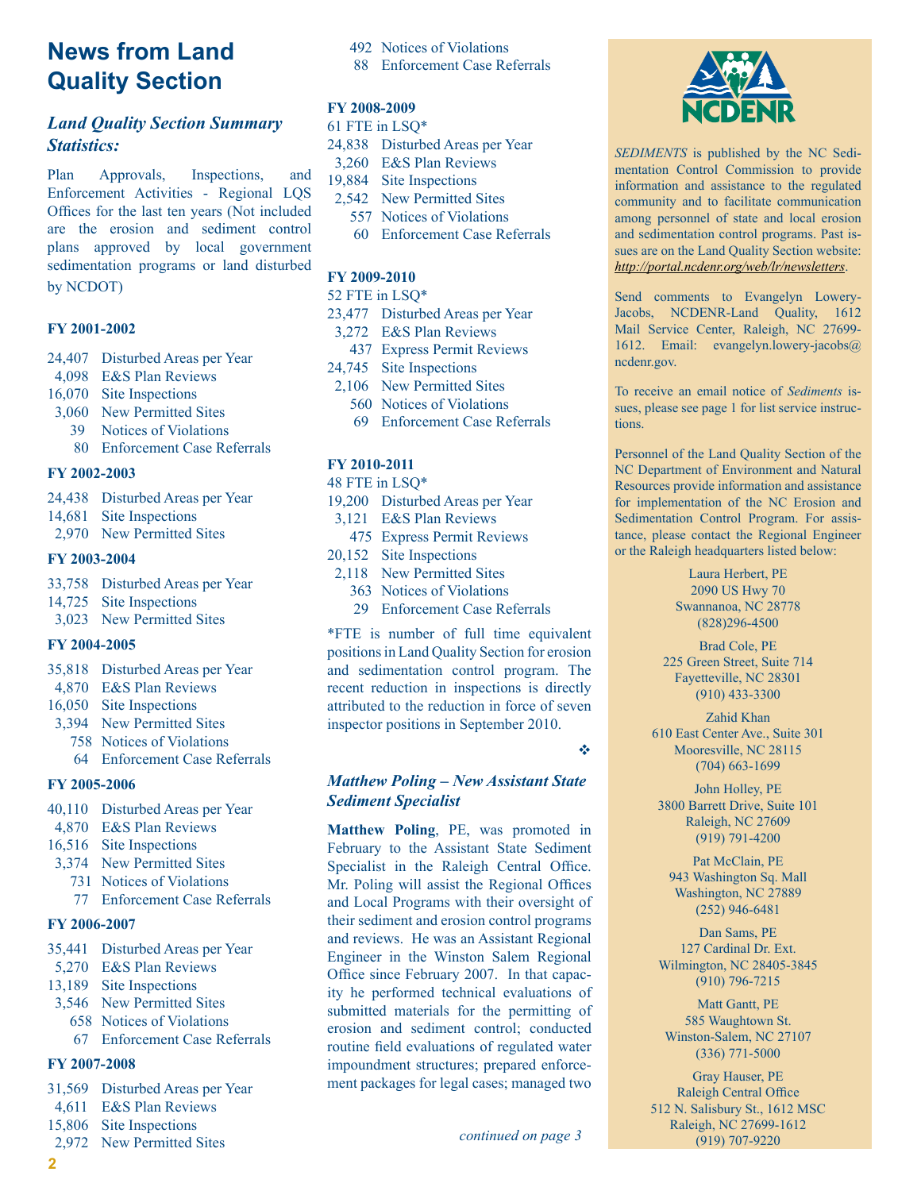# News from Land Quality Section

## *Land Quality Section Summary Statistics:*

Plan Approvals, Inspections, and Enforcement Activities - Regional LQS Offices for the last ten years (Not included are the erosion and sediment control plans approved by local government sedimentation programs or land disturbed by NCDOT)

**FY 2001-2002**

24,407 Disturbed Areas per Year
4,098 E&S Plan Reviews
16,070 Site Inspections
3,060 New Permitted Sites
39 Notices of Violations
80 Enforcement Case Referrals

**FY 2002-2003**

24,438 Disturbed Areas per Year
14,681 Site Inspections
2,970 New Permitted Sites

**FY 2003-2004**

33,758 Disturbed Areas per Year
14,725 Site Inspections
3,023 New Permitted Sites

**FY 2004-2005**

35,818 Disturbed Areas per Year
4,870 E&S Plan Reviews
16,050 Site Inspections
3,394 New Permitted Sites
758 Notices of Violations
64 Enforcement Case Referrals

**FY 2005-2006**

40,110 Disturbed Areas per Year
4,870 E&S Plan Reviews
16,516 Site Inspections
3,374 New Permitted Sites
731 Notices of Violations
77 Enforcement Case Referrals

**FY 2006-2007**

35,441 Disturbed Areas per Year
5,270 E&S Plan Reviews
13,189 Site Inspections
3,546 New Permitted Sites
658 Notices of Violations
67 Enforcement Case Referrals

**FY 2007-2008**

31,569 Disturbed Areas per Year
4,611 E&S Plan Reviews
15,806 Site Inspections
2,972 New Permitted Sites
492 Notices of Violations
88 Enforcement Case Referrals

**FY 2008-2009**

61 FTE in LSQ*
24,838 Disturbed Areas per Year
3,260 E&S Plan Reviews
19,884 Site Inspections
2,542 New Permitted Sites
557 Notices of Violations
60 Enforcement Case Referrals

**FY 2009-2010**

52 FTE in LSQ*
23,477 Disturbed Areas per Year
3,272 E&S Plan Reviews
437 Express Permit Reviews
24,745 Site Inspections
2,106 New Permitted Sites
560 Notices of Violations
69 Enforcement Case Referrals

**FY 2010-2011**

48 FTE in LSQ*
19,200 Disturbed Areas per Year
3,121 E&S Plan Reviews
475 Express Permit Reviews
20,152 Site Inspections
2,118 New Permitted Sites
363 Notices of Violations
29 Enforcement Case Referrals

*FTE is number of full time equivalent positions in Land Quality Section for erosion and sedimentation control program. The recent reduction in inspections is directly attributed to the reduction in force of seven inspector positions in September 2010.

❖

## *Matthew Poling – New Assistant State Sediment Specialist*

**Matthew Poling**, PE, was promoted in February to the Assistant State Sediment Specialist in the Raleigh Central Office. Mr. Poling will assist the Regional Offices and Local Programs with their oversight of their sediment and erosion control programs and reviews. He was an Assistant Regional Engineer in the Winston Salem Regional Office since February 2007. In that capacity he performed technical evaluations of submitted materials for the permitting of erosion and sediment control; conducted routine field evaluations of regulated water impoundment structures; prepared enforcement packages for legal cases; managed two

*continued on page 3*

---

NCDENR

*SEDIMENTS* is published by the NC Sedimentation Control Commission to provide information and assistance to the regulated community and to facilitate communication among personnel of state and local erosion and sedimentation control programs. Past issues are on the Land Quality Section website: *http://portal.ncdenr.org/web/lr/newsletters*.

Send comments to Evangelyn Lowery-Jacobs, NCDENR-Land Quality, 1612 Mail Service Center, Raleigh, NC 27699-1612. Email: evangelyn.lowery-jacobs@ncdenr.gov.

To receive an email notice of *Sediments* issues, please see page 1 for list service instructions.

Personnel of the Land Quality Section of the NC Department of Environment and Natural Resources provide information and assistance for implementation of the NC Erosion and Sedimentation Control Program. For assistance, please contact the Regional Engineer or the Raleigh headquarters listed below:

Laura Herbert, PE
2090 US Hwy 70
Swannanoa, NC 28778
(828)296-4500

Brad Cole, PE
225 Green Street, Suite 714
Fayetteville, NC 28301
(910) 433-3300

Zahid Khan
610 East Center Ave., Suite 301
Mooresville, NC 28115
(704) 663-1699

John Holley, PE
3800 Barrett Drive, Suite 101
Raleigh, NC 27609
(919) 791-4200

Pat McClain, PE
943 Washington Sq. Mall
Washington, NC 27889
(252) 946-6481

Dan Sams, PE
127 Cardinal Dr. Ext.
Wilmington, NC 28405-3845
(910) 796-7215

Matt Gantt, PE
585 Waughtown St.
Winston-Salem, NC 27107
(336) 771-5000

Gray Hauser, PE
Raleigh Central Office
512 N. Salisbury St., 1612 MSC
Raleigh, NC 27699-1612
(919) 707-9220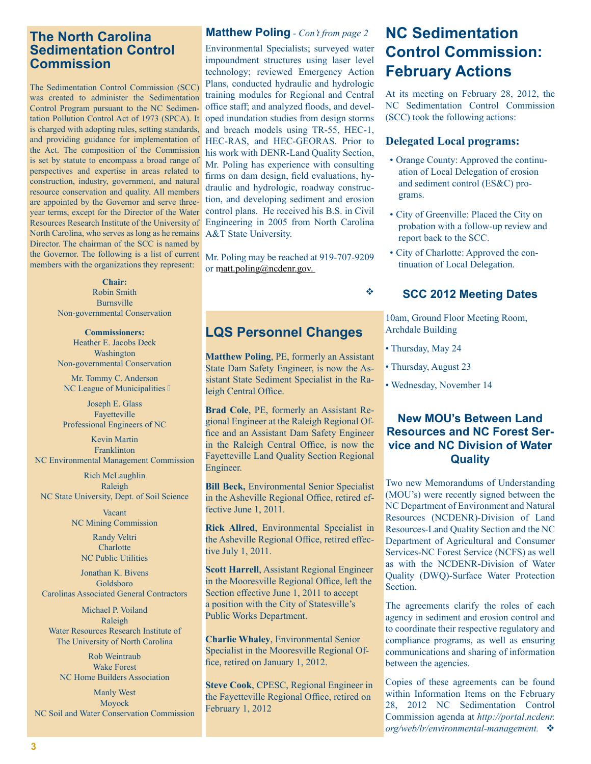## The North Carolina Sedimentation Control Commission

The Sedimentation Control Commission (SCC) was created to administer the Sedimentation Control Program pursuant to the NC Sedimentation Pollution Control Act of 1973 (SPCA). It is charged with adopting rules, setting standards, and providing guidance for implementation of the Act. The composition of the Commission is set by statute to encompass a broad range of perspectives and expertise in areas related to construction, industry, government, and natural resource conservation and quality. All members are appointed by the Governor and serve three-year terms, except for the Director of the Water Resources Research Institute of the University of North Carolina, who serves as long as he remains Director. The chairman of the SCC is named by the Governor. The following is a list of current members with the organizations they represent:

**Chair:**
Robin Smith
Burnsville
Non-governmental Conservation

**Commissioners:**
Heather E. Jacobs Deck
Washington
Non-governmental Conservation

Mr. Tommy C. Anderson
NC League of Municipalities

Joseph E. Glass
Fayetteville
Professional Engineers of NC

Kevin Martin
Franklinton
NC Environmental Management Commission

Rich McLaughlin
Raleigh
NC State University, Dept. of Soil Science

Vacant
NC Mining Commission

Randy Veltri
Charlotte
NC Public Utilities

Jonathan K. Bivens
Goldsboro
Carolinas Associated General Contractors

Michael P. Voiland
Raleigh
Water Resources Research Institute of The University of North Carolina

Rob Weintraub
Wake Forest
NC Home Builders Association

Manly West
Moyock
NC Soil and Water Conservation Commission

### Matthew Poling - *Con't from page 2*

Environmental Specialists; surveyed water impoundment structures using laser level technology; reviewed Emergency Action Plans, conducted hydraulic and hydrologic training modules for Regional and Central office staff; and analyzed floods, and developed inundation studies from design storms and breach models using TR-55, HEC-1, HEC-RAS, and HEC-GEORAS. Prior to his work with DENR-Land Quality Section, Mr. Poling has experience with consulting firms on dam design, field evaluations, hydraulic and hydrologic, roadway construction, and developing sediment and erosion control plans. He received his B.S. in Civil Engineering in 2005 from North Carolina A&T State University.

Mr. Poling may be reached at 919-707-9209 or matt.poling@ncdenr.gov.

❖

## LQS Personnel Changes

**Matthew Poling**, PE, formerly an Assistant State Dam Safety Engineer, is now the Assistant State Sediment Specialist in the Raleigh Central Office.

**Brad Cole**, PE, formerly an Assistant Regional Engineer at the Raleigh Regional Office and an Assistant Dam Safety Engineer in the Raleigh Central Office, is now the Fayetteville Land Quality Section Regional Engineer.

**Bill Beck,** Environmental Senior Specialist in the Asheville Regional Office, retired effective June 1, 2011.

**Rick Allred**, Environmental Specialist in the Asheville Regional Office, retired effective July 1, 2011.

**Scott Harrell**, Assistant Regional Engineer in the Mooresville Regional Office, left the Section effective June 1, 2011 to accept a position with the City of Statesville's Public Works Department.

**Charlie Whaley**, Environmental Senior Specialist in the Mooresville Regional Office, retired on January 1, 2012.

**Steve Cook**, CPESC, Regional Engineer in the Fayetteville Regional Office, retired on February 1, 2012

## NC Sedimentation Control Commission: February Actions

At its meeting on February 28, 2012, the NC Sedimentation Control Commission (SCC) took the following actions:

### Delegated Local programs:

- Orange County: Approved the continuation of Local Delegation of erosion and sediment control (ES&C) programs.
- City of Greenville: Placed the City on probation with a follow-up review and report back to the SCC.
- City of Charlotte: Approved the continuation of Local Delegation.

### SCC 2012 Meeting Dates

10am, Ground Floor Meeting Room, Archdale Building

- Thursday, May 24
- Thursday, August 23
- Wednesday, November 14

### New MOU's Between Land Resources and NC Forest Service and NC Division of Water Quality

Two new Memorandums of Understanding (MOU's) were recently signed between the NC Department of Environment and Natural Resources (NCDENR)-Division of Land Resources-Land Quality Section and the NC Department of Agricultural and Consumer Services-NC Forest Service (NCFS) as well as with the NCDENR-Division of Water Quality (DWQ)-Surface Water Protection Section.

The agreements clarify the roles of each agency in sediment and erosion control and to coordinate their respective regulatory and compliance programs, as well as ensuring communications and sharing of information between the agencies.

Copies of these agreements can be found within Information Items on the February 28, 2012 NC Sedimentation Control Commission agenda at *http://portal.ncdenr.org/web/lr/environmental-management.* ❖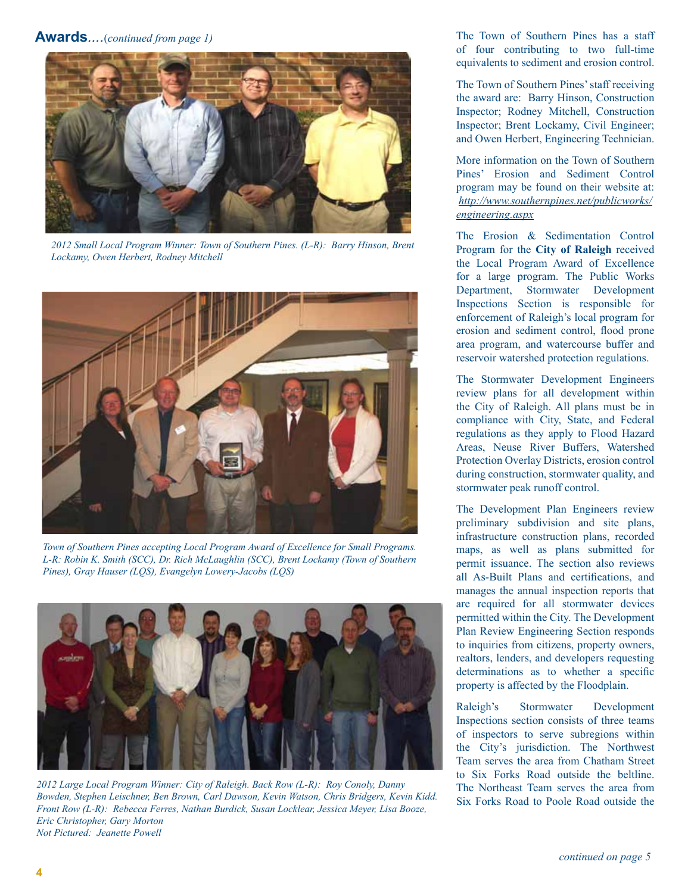## **Awards**....(*continued from page 1*)

*2012 Small Local Program Winner: Town of Southern Pines. (L-R): Barry Hinson, Brent Lockamy, Owen Herbert, Rodney Mitchell*

*Town of Southern Pines accepting Local Program Award of Excellence for Small Programs. L-R: Robin K. Smith (SCC), Dr. Rich McLaughlin (SCC), Brent Lockamy (Town of Southern Pines), Gray Hauser (LQS), Evangelyn Lowery-Jacobs (LQS)*

*2012 Large Local Program Winner: City of Raleigh. Back Row (L-R): Roy Conoly, Danny Bowden, Stephen Leischner, Ben Brown, Carl Dawson, Kevin Watson, Chris Bridgers, Kevin Kidd. Front Row (L-R): Rebecca Ferres, Nathan Burdick, Susan Locklear, Jessica Meyer, Lisa Booze, Eric Christopher, Gary Morton*
*Not Pictured: Jeanette Powell*

The Town of Southern Pines has a staff of four contributing to two full-time equivalents to sediment and erosion control.

The Town of Southern Pines' staff receiving the award are: Barry Hinson, Construction Inspector; Rodney Mitchell, Construction Inspector; Brent Lockamy, Civil Engineer; and Owen Herbert, Engineering Technician.

More information on the Town of Southern Pines' Erosion and Sediment Control program may be found on their website at: *http://www.southernpines.net/publicworks/engineering.aspx*

The Erosion & Sedimentation Control Program for the **City of Raleigh** received the Local Program Award of Excellence for a large program. The Public Works Department, Stormwater Development Inspections Section is responsible for enforcement of Raleigh's local program for erosion and sediment control, flood prone area program, and watercourse buffer and reservoir watershed protection regulations.

The Stormwater Development Engineers review plans for all development within the City of Raleigh. All plans must be in compliance with City, State, and Federal regulations as they apply to Flood Hazard Areas, Neuse River Buffers, Watershed Protection Overlay Districts, erosion control during construction, stormwater quality, and stormwater peak runoff control.

The Development Plan Engineers review preliminary subdivision and site plans, infrastructure construction plans, recorded maps, as well as plans submitted for permit issuance. The section also reviews all As-Built Plans and certifications, and manages the annual inspection reports that are required for all stormwater devices permitted within the City. The Development Plan Review Engineering Section responds to inquiries from citizens, property owners, realtors, lenders, and developers requesting determinations as to whether a specific property is affected by the Floodplain.

Raleigh's Stormwater Development Inspections section consists of three teams of inspectors to serve subregions within the City's jurisdiction. The Northwest Team serves the area from Chatham Street to Six Forks Road outside the beltline. The Northeast Team serves the area from Six Forks Road to Poole Road outside the

*continued on page 5*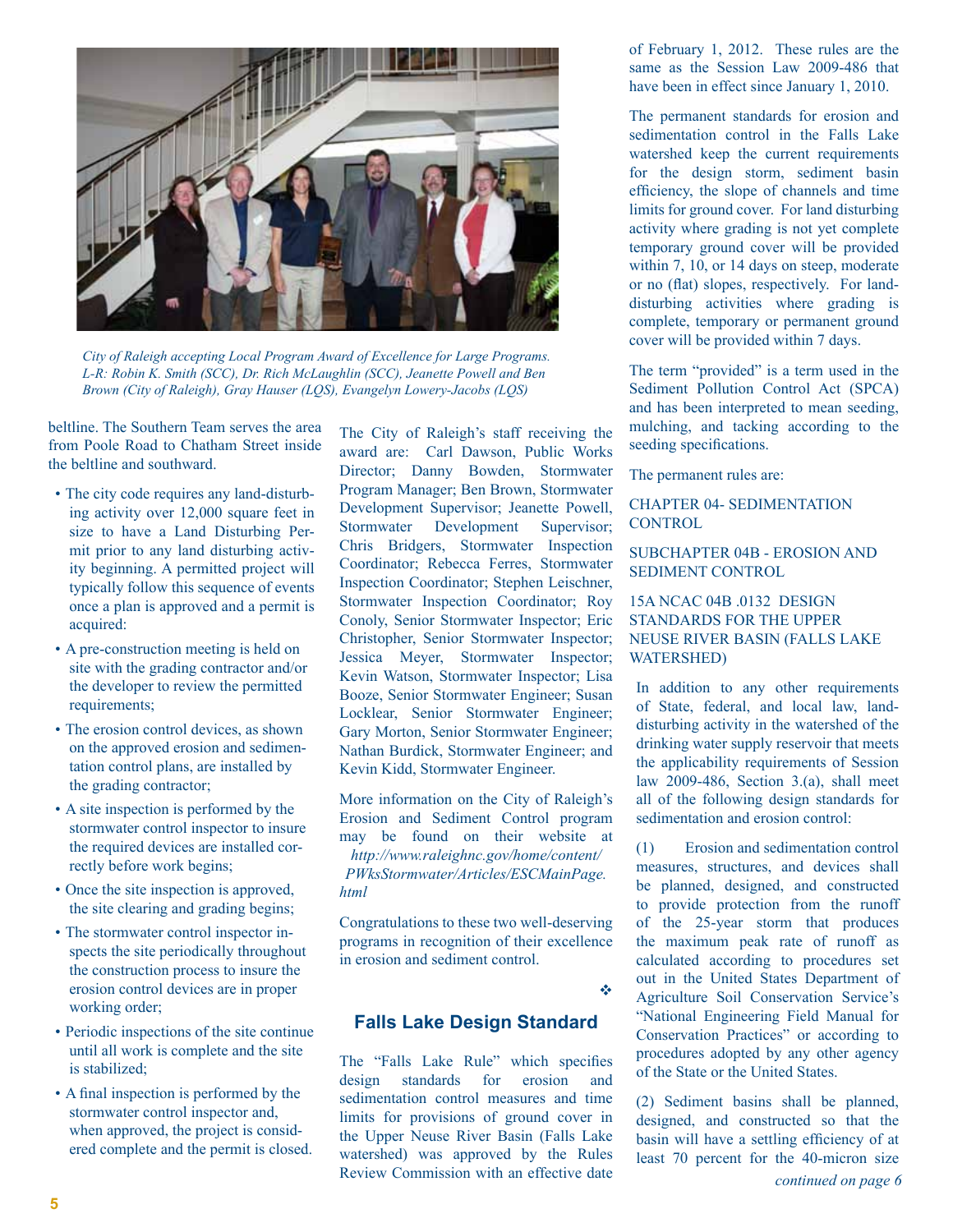*City of Raleigh accepting Local Program Award of Excellence for Large Programs. L-R: Robin K. Smith (SCC), Dr. Rich McLaughlin (SCC), Jeanette Powell and Ben Brown (City of Raleigh), Gray Hauser (LQS), Evangelyn Lowery-Jacobs (LQS)*

beltline. The Southern Team serves the area from Poole Road to Chatham Street inside the beltline and southward.

- The city code requires any land-disturbing activity over 12,000 square feet in size to have a Land Disturbing Permit prior to any land disturbing activity beginning. A permitted project will typically follow this sequence of events once a plan is approved and a permit is acquired:
- A pre-construction meeting is held on site with the grading contractor and/or the developer to review the permitted requirements;
- The erosion control devices, as shown on the approved erosion and sedimentation control plans, are installed by the grading contractor;
- A site inspection is performed by the stormwater control inspector to insure the required devices are installed correctly before work begins;
- Once the site inspection is approved, the site clearing and grading begins;
- The stormwater control inspector inspects the site periodically throughout the construction process to insure the erosion control devices are in proper working order;
- Periodic inspections of the site continue until all work is complete and the site is stabilized;
- A final inspection is performed by the stormwater control inspector and, when approved, the project is considered complete and the permit is closed.

The City of Raleigh's staff receiving the award are: Carl Dawson, Public Works Director; Danny Bowden, Stormwater Program Manager; Ben Brown, Stormwater Development Supervisor; Jeanette Powell, Stormwater Development Supervisor; Chris Bridgers, Stormwater Inspection Coordinator; Rebecca Ferres, Stormwater Inspection Coordinator; Stephen Leischner, Stormwater Inspection Coordinator; Roy Conoly, Senior Stormwater Inspector; Eric Christopher, Senior Stormwater Inspector; Jessica Meyer, Stormwater Inspector; Kevin Watson, Stormwater Inspector; Lisa Booze, Senior Stormwater Engineer; Susan Locklear, Senior Stormwater Engineer; Gary Morton, Senior Stormwater Engineer; Nathan Burdick, Stormwater Engineer; and Kevin Kidd, Stormwater Engineer.

More information on the City of Raleigh's Erosion and Sediment Control program may be found on their website at *http://www.raleighnc.gov/home/content/PWksStormwater/Articles/ESCMainPage.html*

Congratulations to these two well-deserving programs in recognition of their excellence in erosion and sediment control.

❖

## Falls Lake Design Standard

The "Falls Lake Rule" which specifies design standards for erosion and sedimentation control measures and time limits for provisions of ground cover in the Upper Neuse River Basin (Falls Lake watershed) was approved by the Rules Review Commission with an effective date of February 1, 2012. These rules are the same as the Session Law 2009-486 that have been in effect since January 1, 2010.

The permanent standards for erosion and sedimentation control in the Falls Lake watershed keep the current requirements for the design storm, sediment basin efficiency, the slope of channels and time limits for ground cover. For land disturbing activity where grading is not yet complete temporary ground cover will be provided within 7, 10, or 14 days on steep, moderate or no (flat) slopes, respectively. For land-disturbing activities where grading is complete, temporary or permanent ground cover will be provided within 7 days.

The term "provided" is a term used in the Sediment Pollution Control Act (SPCA) and has been interpreted to mean seeding, mulching, and tacking according to the seeding specifications.

The permanent rules are:

CHAPTER 04- SEDIMENTATION CONTROL

SUBCHAPTER 04B - EROSION AND SEDIMENT CONTROL

15A NCAC 04B .0132 DESIGN STANDARDS FOR THE UPPER NEUSE RIVER BASIN (FALLS LAKE WATERSHED)

In addition to any other requirements of State, federal, and local law, land-disturbing activity in the watershed of the drinking water supply reservoir that meets the applicability requirements of Session law 2009-486, Section 3.(a), shall meet all of the following design standards for sedimentation and erosion control:

(1) Erosion and sedimentation control measures, structures, and devices shall be planned, designed, and constructed to provide protection from the runoff of the 25-year storm that produces the maximum peak rate of runoff as calculated according to procedures set out in the United States Department of Agriculture Soil Conservation Service's "National Engineering Field Manual for Conservation Practices" or according to procedures adopted by any other agency of the State or the United States.

(2) Sediment basins shall be planned, designed, and constructed so that the basin will have a settling efficiency of at least 70 percent for the 40-micron size

*continued on page 6*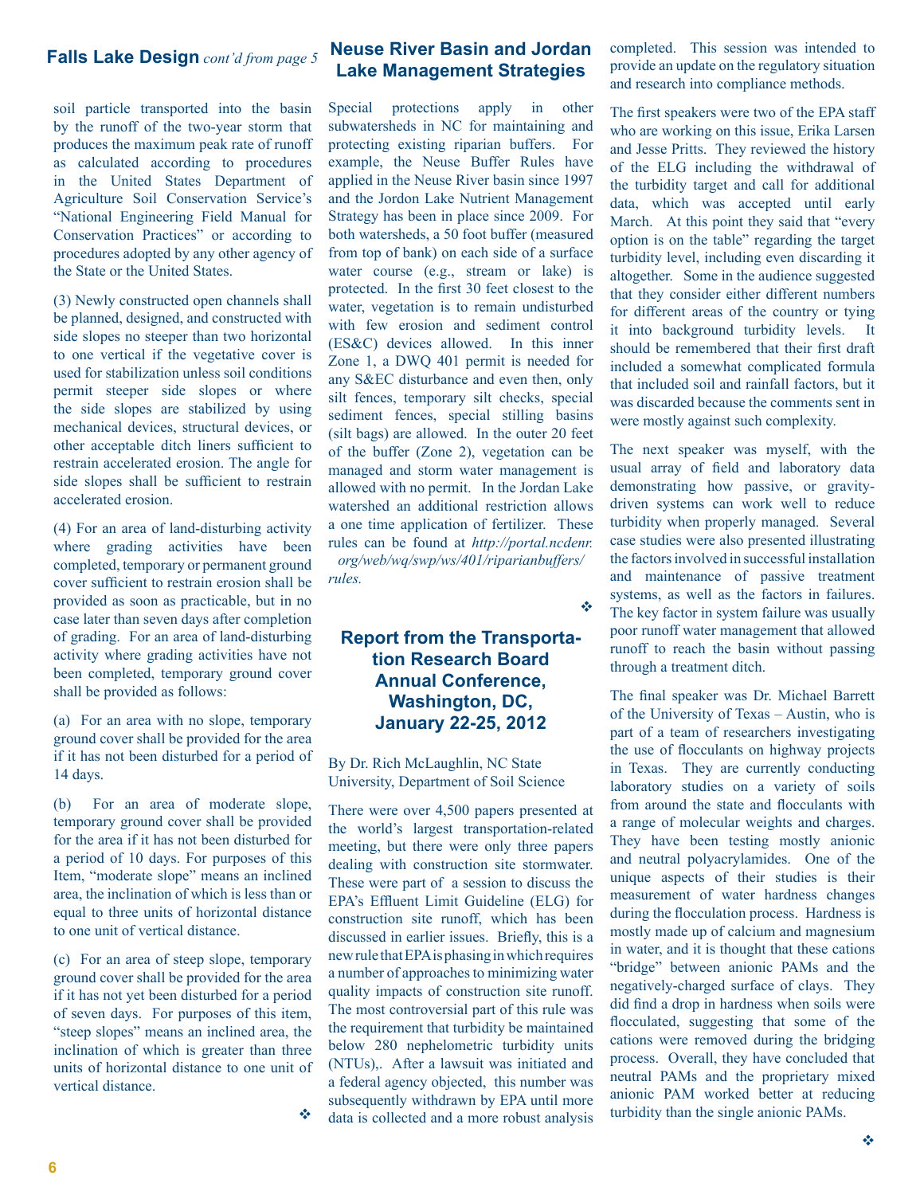## Falls Lake Design *cont'd from page 5*

soil particle transported into the basin by the runoff of the two-year storm that produces the maximum peak rate of runoff as calculated according to procedures in the United States Department of Agriculture Soil Conservation Service's "National Engineering Field Manual for Conservation Practices" or according to procedures adopted by any other agency of the State or the United States.

(3) Newly constructed open channels shall be planned, designed, and constructed with side slopes no steeper than two horizontal to one vertical if the vegetative cover is used for stabilization unless soil conditions permit steeper side slopes or where the side slopes are stabilized by using mechanical devices, structural devices, or other acceptable ditch liners sufficient to restrain accelerated erosion. The angle for side slopes shall be sufficient to restrain accelerated erosion.

(4) For an area of land-disturbing activity where grading activities have been completed, temporary or permanent ground cover sufficient to restrain erosion shall be provided as soon as practicable, but in no case later than seven days after completion of grading. For an area of land-disturbing activity where grading activities have not been completed, temporary ground cover shall be provided as follows:

(a) For an area with no slope, temporary ground cover shall be provided for the area if it has not been disturbed for a period of 14 days.

(b) For an area of moderate slope, temporary ground cover shall be provided for the area if it has not been disturbed for a period of 10 days. For purposes of this Item, "moderate slope" means an inclined area, the inclination of which is less than or equal to three units of horizontal distance to one unit of vertical distance.

(c) For an area of steep slope, temporary ground cover shall be provided for the area if it has not yet been disturbed for a period of seven days. For purposes of this item, "steep slopes" means an inclined area, the inclination of which is greater than three units of horizontal distance to one unit of vertical distance.

❖

## Neuse River Basin and Jordan Lake Management Strategies

Special protections apply in other subwatersheds in NC for maintaining and protecting existing riparian buffers. For example, the Neuse Buffer Rules have applied in the Neuse River basin since 1997 and the Jordon Lake Nutrient Management Strategy has been in place since 2009. For both watersheds, a 50 foot buffer (measured from top of bank) on each side of a surface water course (e.g., stream or lake) is protected. In the first 30 feet closest to the water, vegetation is to remain undisturbed with few erosion and sediment control (ES&C) devices allowed. In this inner Zone 1, a DWQ 401 permit is needed for any S&EC disturbance and even then, only silt fences, temporary silt checks, special sediment fences, special stilling basins (silt bags) are allowed. In the outer 20 feet of the buffer (Zone 2), vegetation can be managed and storm water management is allowed with no permit. In the Jordan Lake watershed an additional restriction allows a one time application of fertilizer. These rules can be found at *http://portal.ncdenr.org/web/wq/swp/ws/401/riparianbuffers/rules.*

❖

## Report from the Transportation Research Board Annual Conference, Washington, DC, January 22-25, 2012

By Dr. Rich McLaughlin, NC State University, Department of Soil Science

There were over 4,500 papers presented at the world's largest transportation-related meeting, but there were only three papers dealing with construction site stormwater. These were part of a session to discuss the EPA's Effluent Limit Guideline (ELG) for construction site runoff, which has been discussed in earlier issues. Briefly, this is a new rule that EPA is phasing in which requires a number of approaches to minimizing water quality impacts of construction site runoff. The most controversial part of this rule was the requirement that turbidity be maintained below 280 nephelometric turbidity units (NTUs),. After a lawsuit was initiated and a federal agency objected, this number was subsequently withdrawn by EPA until more data is collected and a more robust analysis completed. This session was intended to provide an update on the regulatory situation and research into compliance methods.

The first speakers were two of the EPA staff who are working on this issue, Erika Larsen and Jesse Pritts. They reviewed the history of the ELG including the withdrawal of the turbidity target and call for additional data, which was accepted until early March. At this point they said that "every option is on the table" regarding the target turbidity level, including even discarding it altogether. Some in the audience suggested that they consider either different numbers for different areas of the country or tying it into background turbidity levels. It should be remembered that their first draft included a somewhat complicated formula that included soil and rainfall factors, but it was discarded because the comments sent in were mostly against such complexity.

The next speaker was myself, with the usual array of field and laboratory data demonstrating how passive, or gravity-driven systems can work well to reduce turbidity when properly managed. Several case studies were also presented illustrating the factors involved in successful installation and maintenance of passive treatment systems, as well as the factors in failures. The key factor in system failure was usually poor runoff water management that allowed runoff to reach the basin without passing through a treatment ditch.

The final speaker was Dr. Michael Barrett of the University of Texas – Austin, who is part of a team of researchers investigating the use of flocculants on highway projects in Texas. They are currently conducting laboratory studies on a variety of soils from around the state and flocculants with a range of molecular weights and charges. They have been testing mostly anionic and neutral polyacrylamides. One of the unique aspects of their studies is their measurement of water hardness changes during the flocculation process. Hardness is mostly made up of calcium and magnesium in water, and it is thought that these cations "bridge" between anionic PAMs and the negatively-charged surface of clays. They did find a drop in hardness when soils were flocculated, suggesting that some of the cations were removed during the bridging process. Overall, they have concluded that neutral PAMs and the proprietary mixed anionic PAM worked better at reducing turbidity than the single anionic PAMs.

❖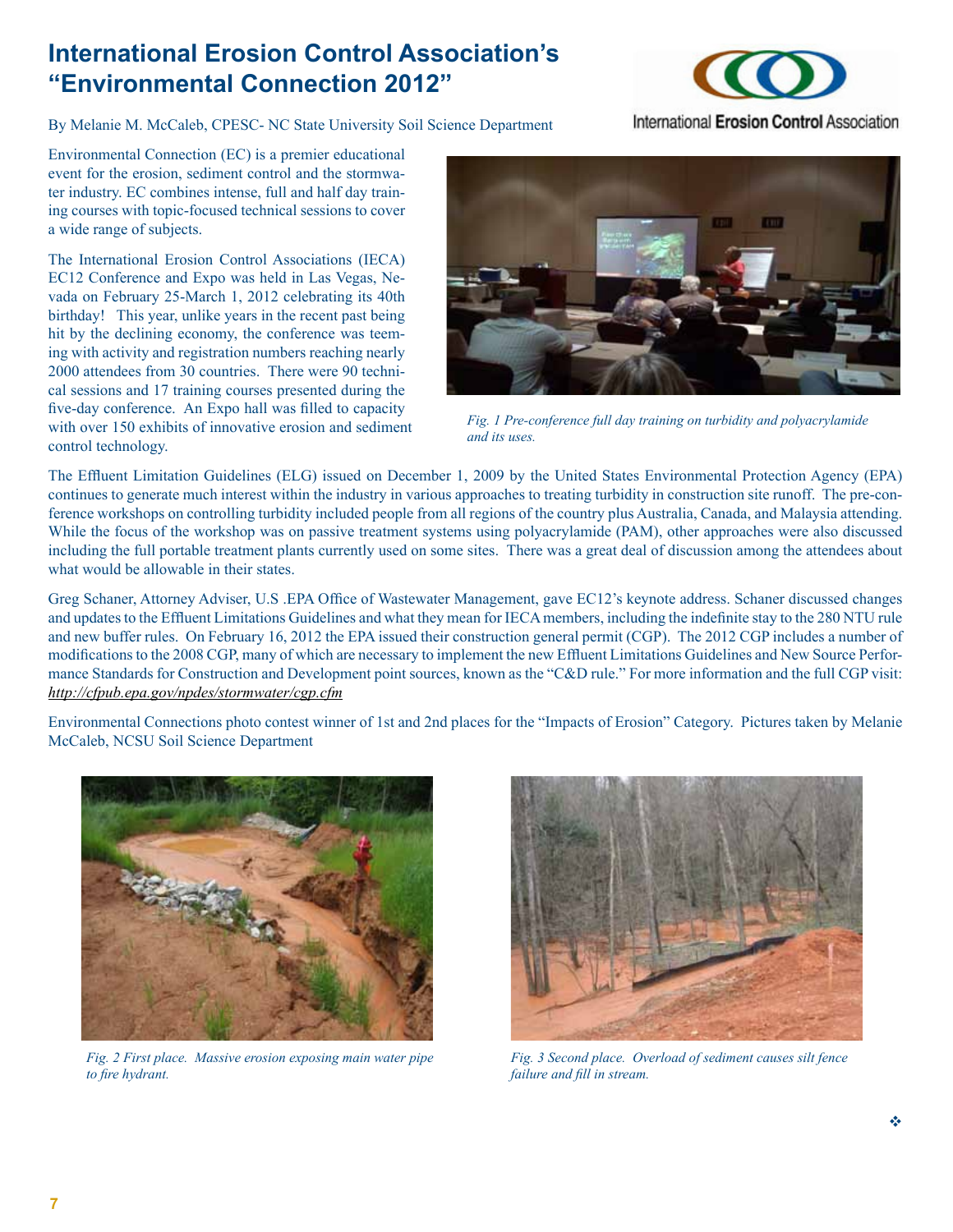# International Erosion Control Association's "Environmental Connection 2012"

By Melanie M. McCaleb, CPESC- NC State University Soil Science Department

Environmental Connection (EC) is a premier educational event for the erosion, sediment control and the stormwater industry. EC combines intense, full and half day training courses with topic-focused technical sessions to cover a wide range of subjects.

The International Erosion Control Associations (IECA) EC12 Conference and Expo was held in Las Vegas, Nevada on February 25-March 1, 2012 celebrating its 40th birthday! This year, unlike years in the recent past being hit by the declining economy, the conference was teeming with activity and registration numbers reaching nearly 2000 attendees from 30 countries. There were 90 technical sessions and 17 training courses presented during the five-day conference. An Expo hall was filled to capacity with over 150 exhibits of innovative erosion and sediment control technology.

*Fig. 1 Pre-conference full day training on turbidity and polyacrylamide and its uses.*

The Effluent Limitation Guidelines (ELG) issued on December 1, 2009 by the United States Environmental Protection Agency (EPA) continues to generate much interest within the industry in various approaches to treating turbidity in construction site runoff. The pre-conference workshops on controlling turbidity included people from all regions of the country plus Australia, Canada, and Malaysia attending. While the focus of the workshop was on passive treatment systems using polyacrylamide (PAM), other approaches were also discussed including the full portable treatment plants currently used on some sites. There was a great deal of discussion among the attendees about what would be allowable in their states.

Greg Schaner, Attorney Adviser, U.S .EPA Office of Wastewater Management, gave EC12's keynote address. Schaner discussed changes and updates to the Effluent Limitations Guidelines and what they mean for IECA members, including the indefinite stay to the 280 NTU rule and new buffer rules. On February 16, 2012 the EPA issued their construction general permit (CGP). The 2012 CGP includes a number of modifications to the 2008 CGP, many of which are necessary to implement the new Effluent Limitations Guidelines and New Source Performance Standards for Construction and Development point sources, known as the "C&D rule." For more information and the full CGP visit: *http://cfpub.epa.gov/npdes/stormwater/cgp.cfm*

Environmental Connections photo contest winner of 1st and 2nd places for the "Impacts of Erosion" Category. Pictures taken by Melanie McCaleb, NCSU Soil Science Department

*Fig. 2 First place. Massive erosion exposing main water pipe to fire hydrant.*

*Fig. 3 Second place. Overload of sediment causes silt fence failure and fill in stream.*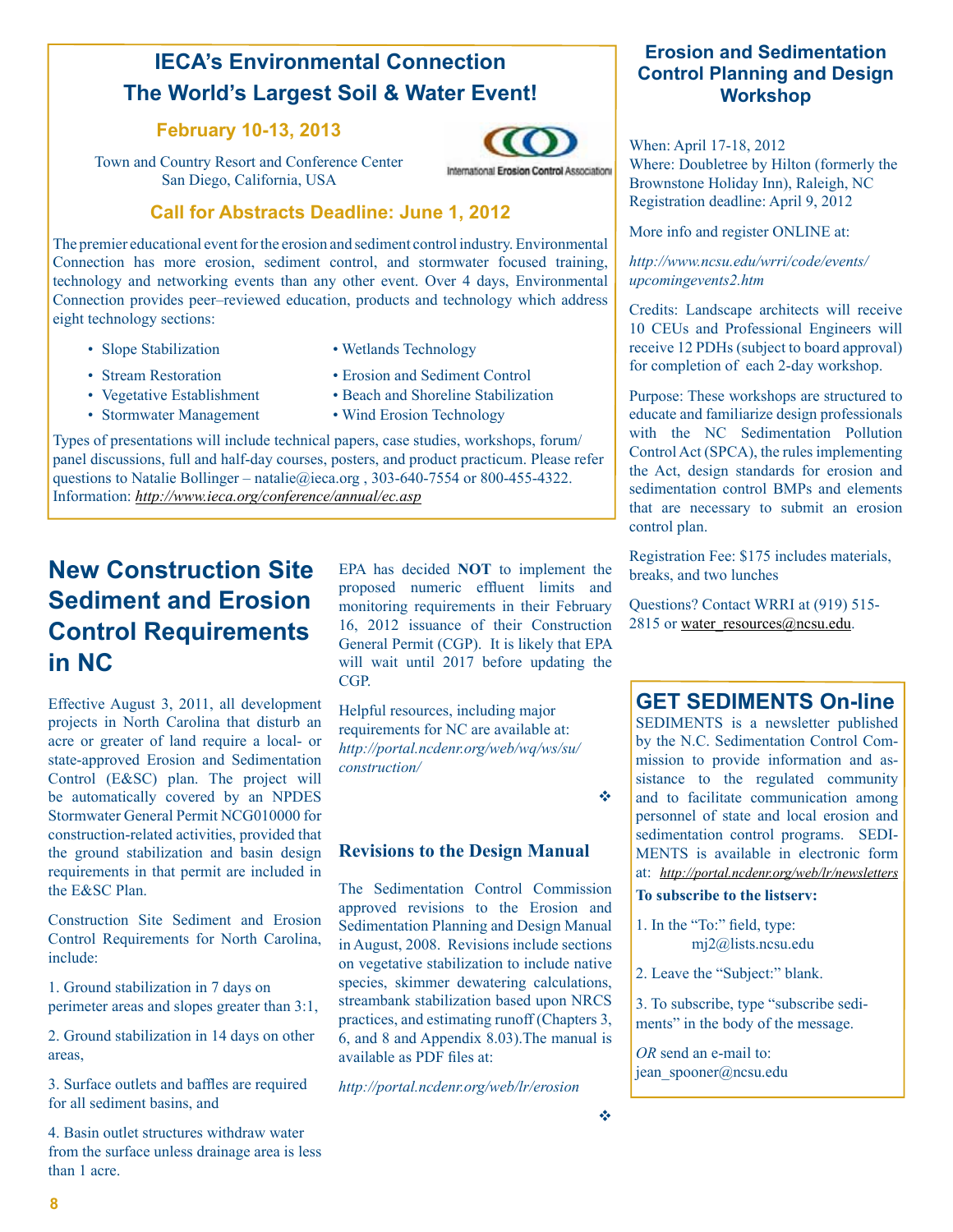## IECA's Environmental Connection
## The World's Largest Soil & Water Event!

### February 10-13, 2013

Town and Country Resort and Conference Center
San Diego, California, USA

International Erosion Control Association

### Call for Abstracts Deadline: June 1, 2012

The premier educational event for the erosion and sediment control industry. Environmental Connection has more erosion, sediment control, and stormwater focused training, technology and networking events than any other event. Over 4 days, Environmental Connection provides peer–reviewed education, products and technology which address eight technology sections:

- Slope Stabilization
- Stream Restoration
- Vegetative Establishment
- Stormwater Management
- Wetlands Technology
- Erosion and Sediment Control
- Beach and Shoreline Stabilization
- Wind Erosion Technology

Types of presentations will include technical papers, case studies, workshops, forum/panel discussions, full and half-day courses, posters, and product practicum. Please refer questions to Natalie Bollinger – natalie@ieca.org , 303-640-7554 or 800-455-4322. Information: *http://www.ieca.org/conference/annual/ec.asp*

# New Construction Site Sediment and Erosion Control Requirements in NC

Effective August 3, 2011, all development projects in North Carolina that disturb an acre or greater of land require a local- or state-approved Erosion and Sedimentation Control (E&SC) plan. The project will be automatically covered by an NPDES Stormwater General Permit NCG010000 for construction-related activities, provided that the ground stabilization and basin design requirements in that permit are included in the E&SC Plan.

Construction Site Sediment and Erosion Control Requirements for North Carolina, include:

1. Ground stabilization in 7 days on perimeter areas and slopes greater than 3:1,

2. Ground stabilization in 14 days on other areas,

3. Surface outlets and baffles are required for all sediment basins, and

4. Basin outlet structures withdraw water from the surface unless drainage area is less than 1 acre.

EPA has decided **NOT** to implement the proposed numeric effluent limits and monitoring requirements in their February 16, 2012 issuance of their Construction General Permit (CGP). It is likely that EPA will wait until 2017 before updating the CGP.

Helpful resources, including major requirements for NC are available at: *http://portal.ncdenr.org/web/wq/ws/su/construction/*

❖

### Revisions to the Design Manual

The Sedimentation Control Commission approved revisions to the Erosion and Sedimentation Planning and Design Manual in August, 2008. Revisions include sections on vegetative stabilization to include native species, skimmer dewatering calculations, streambank stabilization based upon NRCS practices, and estimating runoff (Chapters 3, 6, and 8 and Appendix 8.03).The manual is available as PDF files at:

*http://portal.ncdenr.org/web/lr/erosion*

❖

## Erosion and Sedimentation Control Planning and Design Workshop

When: April 17-18, 2012
Where: Doubletree by Hilton (formerly the Brownstone Holiday Inn), Raleigh, NC
Registration deadline: April 9, 2012

More info and register ONLINE at:

*http://www.ncsu.edu/wrri/code/events/upcomingevents2.htm*

Credits: Landscape architects will receive 10 CEUs and Professional Engineers will receive 12 PDHs (subject to board approval) for completion of each 2-day workshop.

Purpose: These workshops are structured to educate and familiarize design professionals with the NC Sedimentation Pollution Control Act (SPCA), the rules implementing the Act, design standards for erosion and sedimentation control BMPs and elements that are necessary to submit an erosion control plan.

Registration Fee: $175 includes materials, breaks, and two lunches

Questions? Contact WRRI at (919) 515-2815 or water_resources@ncsu.edu.

## GET SEDIMENTS On-line

SEDIMENTS is a newsletter published by the N.C. Sedimentation Control Commission to provide information and assistance to the regulated community and to facilitate communication among personnel of state and local erosion and sedimentation control programs. SEDIMENTS is available in electronic form at: *http://portal.ncdenr.org/web/lr/newsletters*

**To subscribe to the listserv:**

1. In the "To:" field, type:
mj2@lists.ncsu.edu

2. Leave the "Subject:" blank.

3. To subscribe, type "subscribe sediments" in the body of the message.

*OR* send an e-mail to:
jean_spooner@ncsu.edu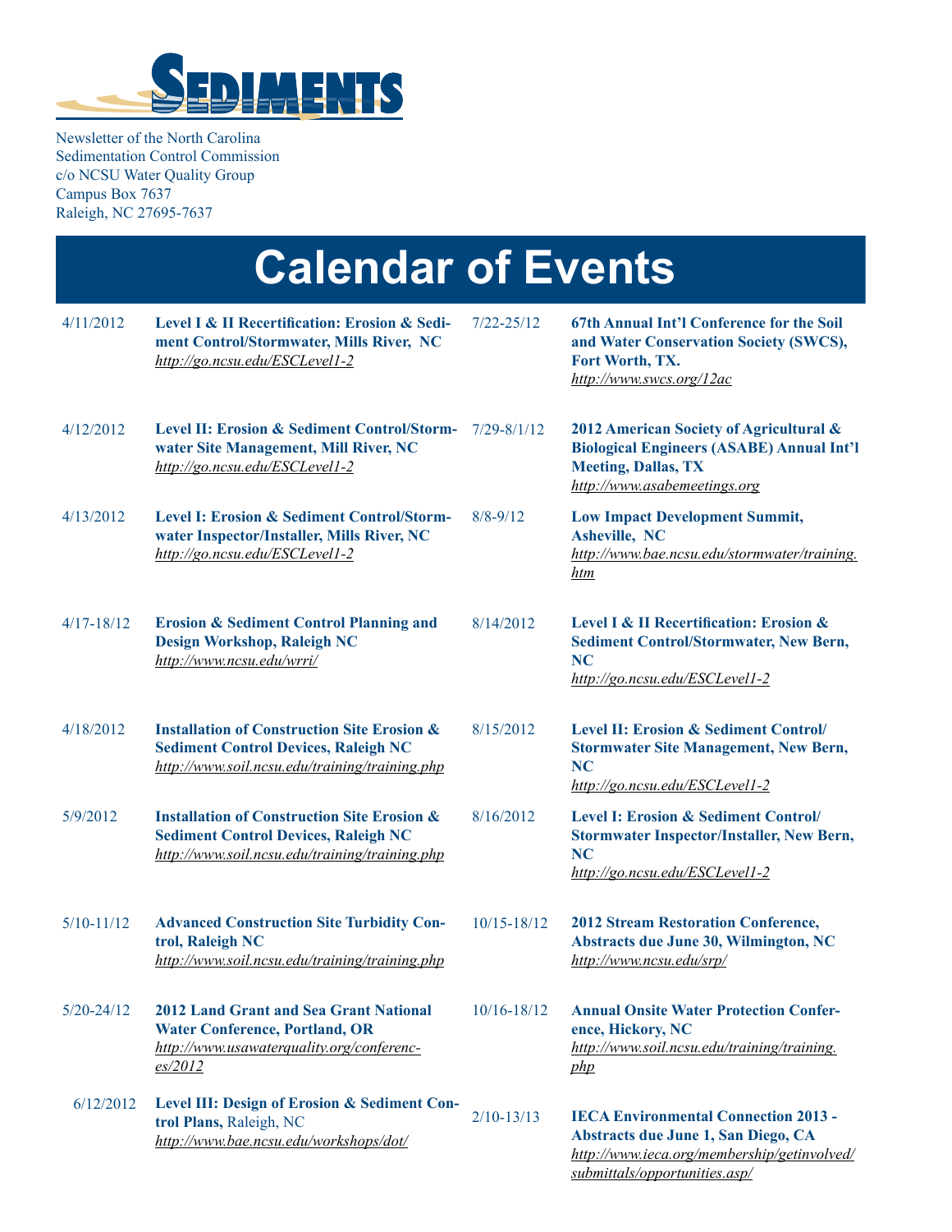Newsletter of the North Carolina
Sedimentation Control Commission
c/o NCSU Water Quality Group
Campus Box 7637
Raleigh, NC 27695-7637

# Calendar of Events

4/11/2012 — **Level I & II Recertification: Erosion & Sediment Control/Stormwater, Mills River, NC**
*http://go.ncsu.edu/ESCLevel1-2*

4/12/2012 — **Level II: Erosion & Sediment Control/Stormwater Site Management, Mill River, NC**
*http://go.ncsu.edu/ESCLevel1-2*

4/13/2012 — **Level I: Erosion & Sediment Control/Stormwater Inspector/Installer, Mills River, NC**
*http://go.ncsu.edu/ESCLevel1-2*

4/17-18/12 — **Erosion & Sediment Control Planning and Design Workshop, Raleigh NC**
*http://www.ncsu.edu/wrri/*

4/18/2012 — **Installation of Construction Site Erosion & Sediment Control Devices, Raleigh NC**
*http://www.soil.ncsu.edu/training/training.php*

5/9/2012 — **Installation of Construction Site Erosion & Sediment Control Devices, Raleigh NC**
*http://www.soil.ncsu.edu/training/training.php*

5/10-11/12 — **Advanced Construction Site Turbidity Control, Raleigh NC**
*http://www.soil.ncsu.edu/training/training.php*

5/20-24/12 — **2012 Land Grant and Sea Grant National Water Conference, Portland, OR**
*http://www.usawaterquality.org/conferences/2012*

6/12/2012 — **Level III: Design of Erosion & Sediment Control Plans,** Raleigh, NC
*http://www.bae.ncsu.edu/workshops/dot/*

7/22-25/12 — **67th Annual Int'l Conference for the Soil and Water Conservation Society (SWCS), Fort Worth, TX.**
*http://www.swcs.org/12ac*

7/29-8/1/12 — **2012 American Society of Agricultural & Biological Engineers (ASABE) Annual Int'l Meeting, Dallas, TX**
*http://www.asabemeetings.org*

8/8-9/12 — **Low Impact Development Summit, Asheville, NC**
*http://www.bae.ncsu.edu/stormwater/training.htm*

8/14/2012 — **Level I & II Recertification: Erosion & Sediment Control/Stormwater, New Bern, NC**
*http://go.ncsu.edu/ESCLevel1-2*

8/15/2012 — **Level II: Erosion & Sediment Control/Stormwater Site Management, New Bern, NC**
*http://go.ncsu.edu/ESCLevel1-2*

8/16/2012 — **Level I: Erosion & Sediment Control/Stormwater Inspector/Installer, New Bern, NC**
*http://go.ncsu.edu/ESCLevel1-2*

10/15-18/12 — **2012 Stream Restoration Conference, Abstracts due June 30, Wilmington, NC**
*http://www.ncsu.edu/srp/*

10/16-18/12 — **Annual Onsite Water Protection Conference, Hickory, NC**
*http://www.soil.ncsu.edu/training/training.php*

2/10-13/13 — **IECA Environmental Connection 2013 - Abstracts due June 1, San Diego, CA**
*http://www.ieca.org/membership/getinvolved/submittals/opportunities.asp/*